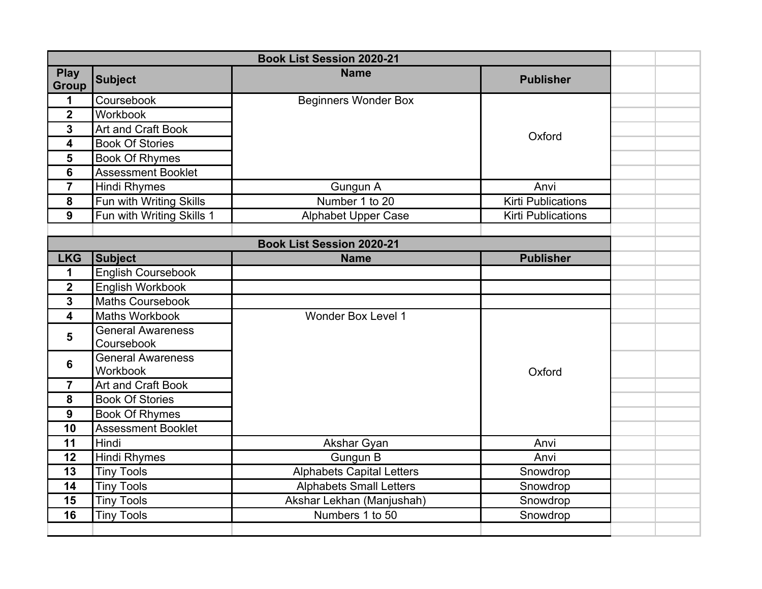| Book List Session 2020-21 | | | |
|---|---|---|---|
| **Play Group** | **Subject** | **Name** | **Publisher** |
| 1 | Coursebook | Beginners Wonder Box | Oxford |
| 2 | Workbook | | |
| 3 | Art and Craft Book | | |
| 4 | Book Of Stories | | |
| 5 | Book Of Rhymes | | |
| 6 | Assessment Booklet | | |
| 7 | Hindi Rhymes | Gungun A | Anvi |
| 8 | Fun with Writing Skills | Number 1 to 20 | Kirti Publications |
| 9 | Fun with Writing Skills 1 | Alphabet Upper Case | Kirti Publications |

| Book List Session 2020-21 | | | |
|---|---|---|---|
| **LKG** | **Subject** | **Name** | **Publisher** |
| 1 | English Coursebook | | |
| 2 | English Workbook | | |
| 3 | Maths Coursebook | | |
| 4 | Maths Workbook | Wonder Box Level 1 | Oxford |
| 5 | General Awareness Coursebook | | |
| 6 | General Awareness Workbook | | |
| 7 | Art and Craft Book | | |
| 8 | Book Of Stories | | |
| 9 | Book Of Rhymes | | |
| 10 | Assessment Booklet | | |
| 11 | Hindi | Akshar Gyan | Anvi |
| 12 | Hindi Rhymes | Gungun B | Anvi |
| 13 | Tiny Tools | Alphabets Capital Letters | Snowdrop |
| 14 | Tiny Tools | Alphabets Small Letters | Snowdrop |
| 15 | Tiny Tools | Akshar Lekhan (Manjushah) | Snowdrop |
| 16 | Tiny Tools | Numbers 1 to 50 | Snowdrop |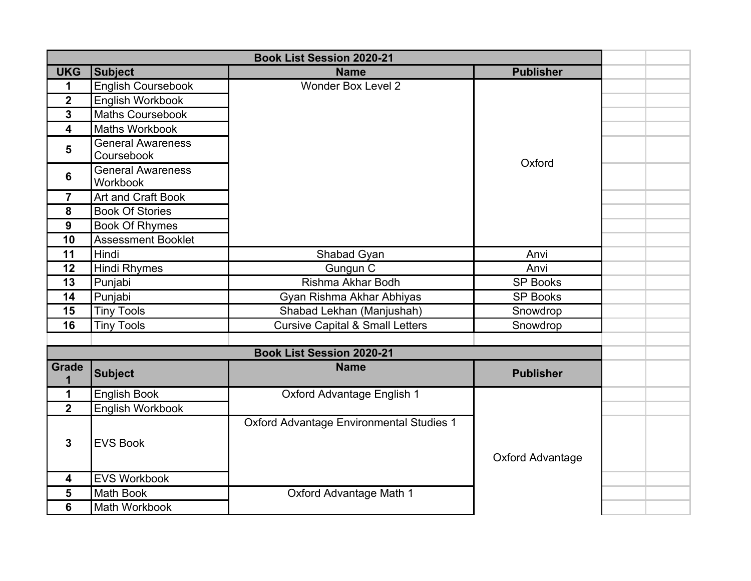| Book List Session 2020-21 | | | |
|---|---|---|---|
| **UKG** | **Subject** | **Name** | **Publisher** |
| 1 | English Coursebook | Wonder Box Level 2 | Oxford |
| 2 | English Workbook | | |
| 3 | Maths Coursebook | | |
| 4 | Maths Workbook | | |
| 5 | General Awareness Coursebook | | |
| 6 | General Awareness Workbook | | |
| 7 | Art and Craft Book | | |
| 8 | Book Of Stories | | |
| 9 | Book Of Rhymes | | |
| 10 | Assessment Booklet | | |
| 11 | Hindi | Shabad Gyan | Anvi |
| 12 | Hindi Rhymes | Gungun C | Anvi |
| 13 | Punjabi | Rishma Akhar Bodh | SP Books |
| 14 | Punjabi | Gyan Rishma Akhar Abhiyas | SP Books |
| 15 | Tiny Tools | Shabad Lekhan (Manjushah) | Snowdrop |
| 16 | Tiny Tools | Cursive Capital & Small Letters | Snowdrop |

| Book List Session 2020-21 | | | |
|---|---|---|---|
| **Grade 1** | **Subject** | **Name** | **Publisher** |
| 1 | English Book | Oxford Advantage English 1 | Oxford Advantage |
| 2 | English Workbook | | |
| 3 | EVS Book | Oxford Advantage Environmental Studies 1 | |
| 4 | EVS Workbook | | |
| 5 | Math Book | Oxford Advantage Math 1 | |
| 6 | Math Workbook | | |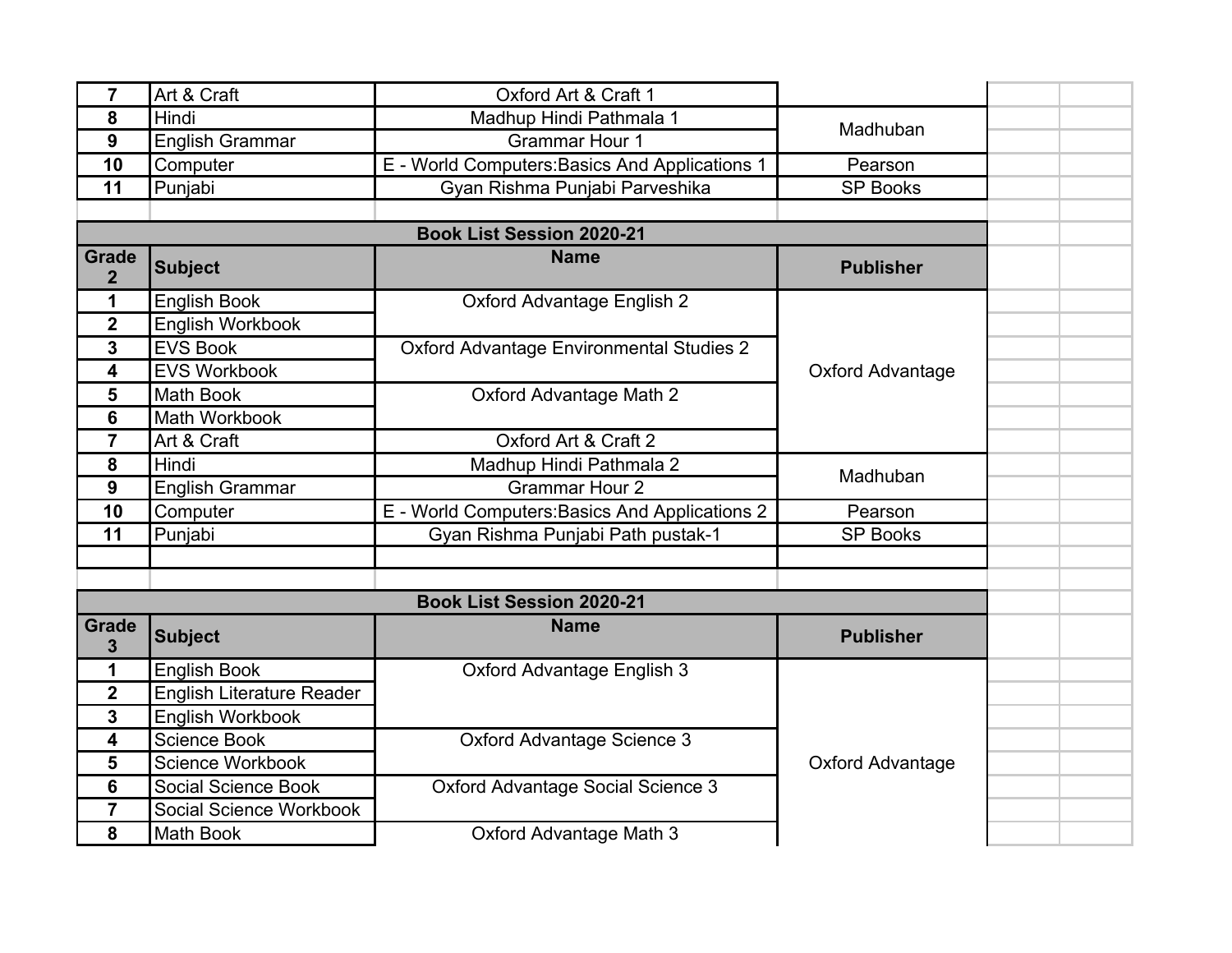| | | | |
|---|---|---|---|
| 7 | Art & Craft | Oxford Art & Craft 1 | |
| 8 | Hindi | Madhup Hindi Pathmala 1 | Madhuban |
| 9 | English Grammar | Grammar Hour 1 | |
| 10 | Computer | E - World Computers:Basics And Applications 1 | Pearson |
| 11 | Punjabi | Gyan Rishma Punjabi Parveshika | SP Books |

**Book List Session 2020-21**

| Grade 2 | Subject | Name | Publisher |
|---|---|---|---|
| 1 | English Book | Oxford Advantage English 2 | Oxford Advantage |
| 2 | English Workbook | | |
| 3 | EVS Book | Oxford Advantage Environmental Studies 2 | |
| 4 | EVS Workbook | | |
| 5 | Math Book | Oxford Advantage Math 2 | |
| 6 | Math Workbook | | |
| 7 | Art & Craft | Oxford Art & Craft 2 | |
| 8 | Hindi | Madhup Hindi Pathmala 2 | Madhuban |
| 9 | English Grammar | Grammar Hour 2 | |
| 10 | Computer | E - World Computers:Basics And Applications 2 | Pearson |
| 11 | Punjabi | Gyan Rishma Punjabi Path pustak-1 | SP Books |

**Book List Session 2020-21**

| Grade 3 | Subject | Name | Publisher |
|---|---|---|---|
| 1 | English Book | Oxford Advantage English 3 | Oxford Advantage |
| 2 | English Literature Reader | | |
| 3 | English Workbook | | |
| 4 | Science Book | Oxford Advantage Science 3 | |
| 5 | Science Workbook | | |
| 6 | Social Science Book | Oxford Advantage Social Science 3 | |
| 7 | Social Science Workbook | | |
| 8 | Math Book | Oxford Advantage Math 3 | |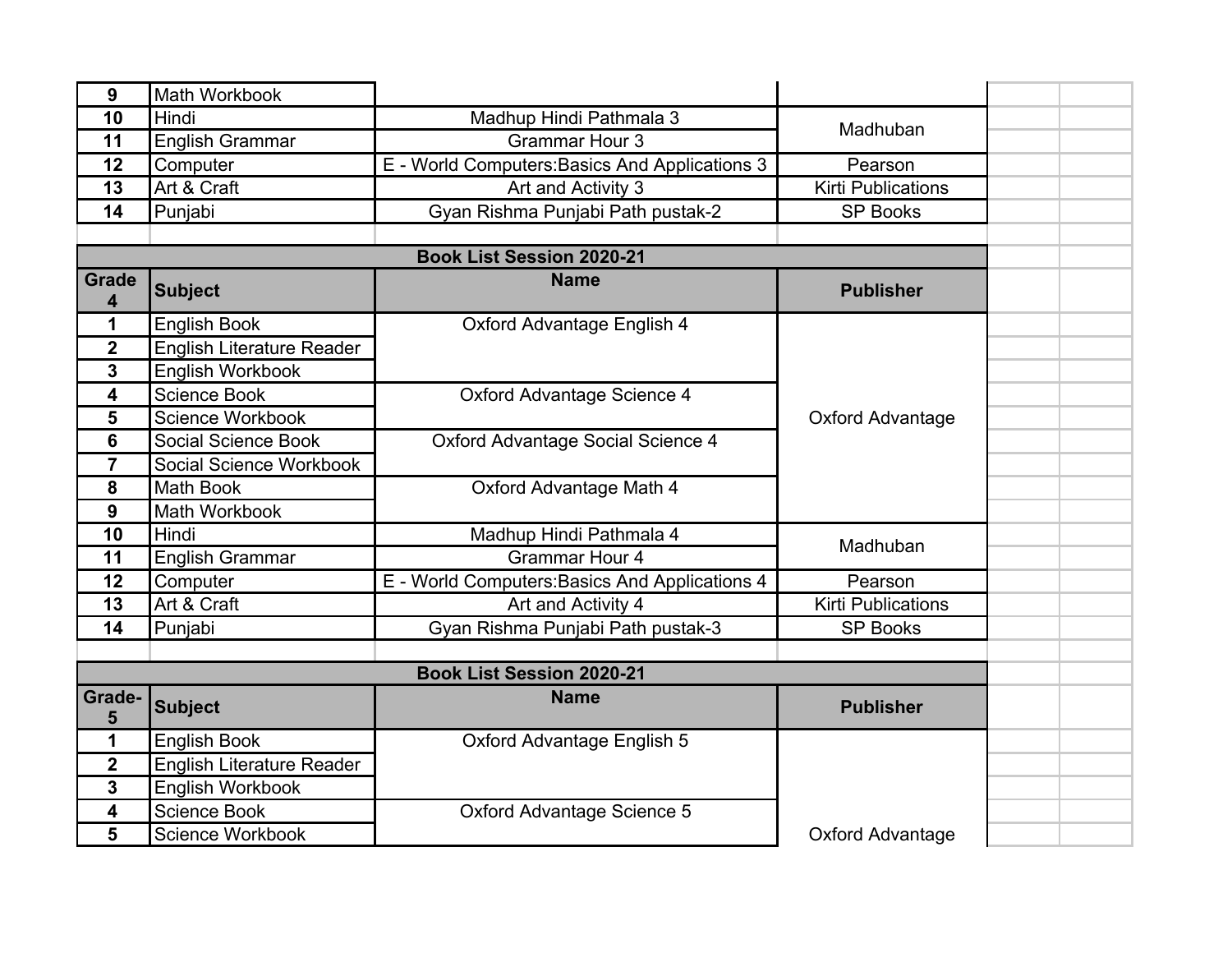| 9 | Math Workbook | | |
|---|---|---|---|
| 10 | Hindi | Madhup Hindi Pathmala 3 | Madhuban |
| 11 | English Grammar | Grammar Hour 3 | |
| 12 | Computer | E - World Computers:Basics And Applications 3 | Pearson |
| 13 | Art & Craft | Art and Activity 3 | Kirti Publications |
| 14 | Punjabi | Gyan Rishma Punjabi Path pustak-2 | SP Books |

**Book List Session 2020-21**

| Grade 4 | Subject | Name | Publisher |
|---|---|---|---|
| 1 | English Book | Oxford Advantage English 4 | Oxford Advantage |
| 2 | English Literature Reader | | |
| 3 | English Workbook | | |
| 4 | Science Book | Oxford Advantage Science 4 | |
| 5 | Science Workbook | | |
| 6 | Social Science Book | Oxford Advantage Social Science 4 | |
| 7 | Social Science Workbook | | |
| 8 | Math Book | Oxford Advantage Math 4 | |
| 9 | Math Workbook | | |
| 10 | Hindi | Madhup Hindi Pathmala 4 | Madhuban |
| 11 | English Grammar | Grammar Hour 4 | |
| 12 | Computer | E - World Computers:Basics And Applications 4 | Pearson |
| 13 | Art & Craft | Art and Activity 4 | Kirti Publications |
| 14 | Punjabi | Gyan Rishma Punjabi Path pustak-3 | SP Books |

**Book List Session 2020-21**

| Grade-5 | Subject | Name | Publisher |
|---|---|---|---|
| 1 | English Book | Oxford Advantage English 5 | Oxford Advantage |
| 2 | English Literature Reader | | |
| 3 | English Workbook | | |
| 4 | Science Book | Oxford Advantage Science 5 | |
| 5 | Science Workbook | | |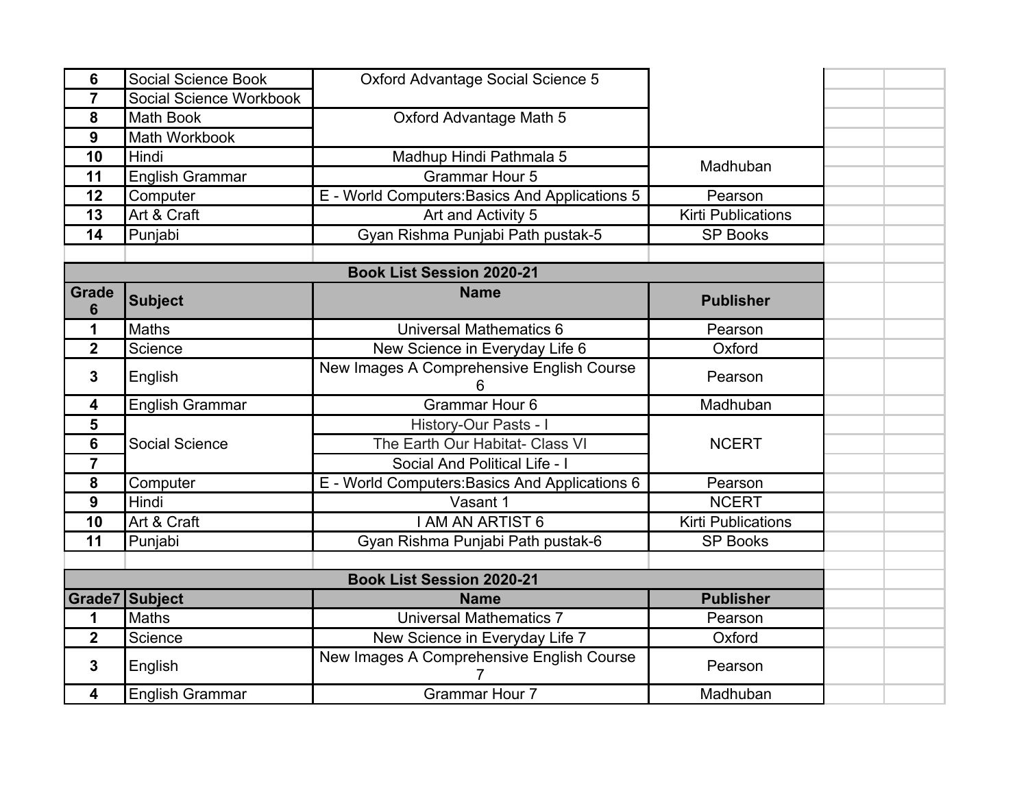| | | | |
|---|---|---|---|
| 6 | Social Science Book | Oxford Advantage Social Science 5 | |
| 7 | Social Science Workbook | | |
| 8 | Math Book | Oxford Advantage Math 5 | |
| 9 | Math Workbook | | |
| 10 | Hindi | Madhup Hindi Pathmala 5 | Madhuban |
| 11 | English Grammar | Grammar Hour 5 | |
| 12 | Computer | E - World Computers:Basics And Applications 5 | Pearson |
| 13 | Art & Craft | Art and Activity 5 | Kirti Publications |
| 14 | Punjabi | Gyan Rishma Punjabi Path pustak-5 | SP Books |

**Book List Session 2020-21**

| Grade 6 | Subject | Name | Publisher |
|---|---|---|---|
| 1 | Maths | Universal Mathematics 6 | Pearson |
| 2 | Science | New Science in Everyday Life 6 | Oxford |
| 3 | English | New Images A Comprehensive English Course 6 | Pearson |
| 4 | English Grammar | Grammar Hour 6 | Madhuban |
| 5 | Social Science | History-Our Pasts - I | NCERT |
| 6 | | The Earth Our Habitat- Class VI | |
| 7 | | Social And Political Life - I | |
| 8 | Computer | E - World Computers:Basics And Applications 6 | Pearson |
| 9 | Hindi | Vasant 1 | NCERT |
| 10 | Art & Craft | I AM AN ARTIST 6 | Kirti Publications |
| 11 | Punjabi | Gyan Rishma Punjabi Path pustak-6 | SP Books |

**Book List Session 2020-21**

| Grade7 | Subject | Name | Publisher |
|---|---|---|---|
| 1 | Maths | Universal Mathematics 7 | Pearson |
| 2 | Science | New Science in Everyday Life 7 | Oxford |
| 3 | English | New Images A Comprehensive English Course 7 | Pearson |
| 4 | English Grammar | Grammar Hour 7 | Madhuban |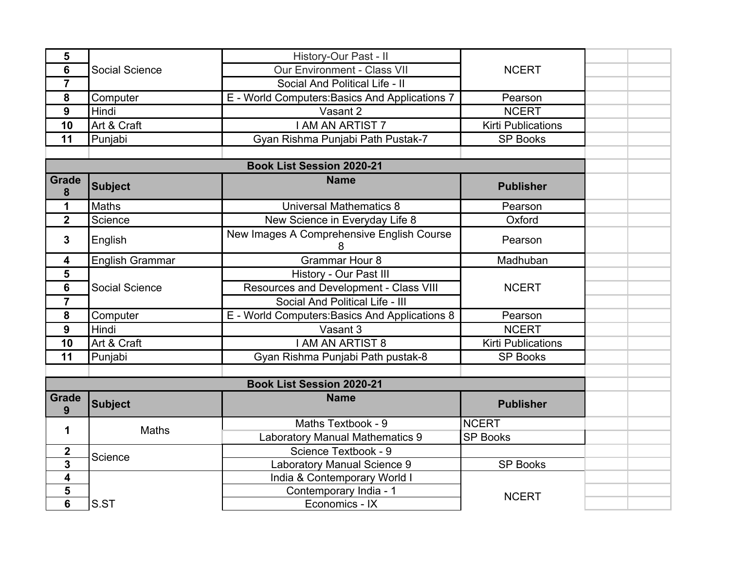| | | | |
|---|---|---|---|
| 5 | Social Science | History-Our Past - II | NCERT |
| 6 | | Our Environment - Class VII | |
| 7 | | Social And Political Life - II | |
| 8 | Computer | E - World Computers:Basics And Applications 7 | Pearson |
| 9 | Hindi | Vasant 2 | NCERT |
| 10 | Art & Craft | I AM AN ARTIST 7 | Kirti Publications |
| 11 | Punjabi | Gyan Rishma Punjabi Path Pustak-7 | SP Books |

**Book List Session 2020-21**

| Grade 8 | Subject | Name | Publisher |
|---|---|---|---|
| 1 | Maths | Universal Mathematics 8 | Pearson |
| 2 | Science | New Science in Everyday Life 8 | Oxford |
| 3 | English | New Images A Comprehensive English Course 8 | Pearson |
| 4 | English Grammar | Grammar Hour 8 | Madhuban |
| 5 | Social Science | History - Our Past III | NCERT |
| 6 | | Resources and Development - Class VIII | |
| 7 | | Social And Political Life - III | |
| 8 | Computer | E - World Computers:Basics And Applications 8 | Pearson |
| 9 | Hindi | Vasant 3 | NCERT |
| 10 | Art & Craft | I AM AN ARTIST 8 | Kirti Publications |
| 11 | Punjabi | Gyan Rishma Punjabi Path pustak-8 | SP Books |

**Book List Session 2020-21**

| Grade 9 | Subject | Name | Publisher |
|---|---|---|---|
| 1 | Maths | Maths Textbook - 9 | NCERT |
| | | Laboratory Manual Mathematics 9 | SP Books |
| 2 | Science | Science Textbook - 9 | |
| 3 | | Laboratory Manual Science 9 | SP Books |
| 4 | S.ST | India & Contemporary World I | NCERT |
| 5 | | Contemporary India - 1 | |
| 6 | | Economics - IX | |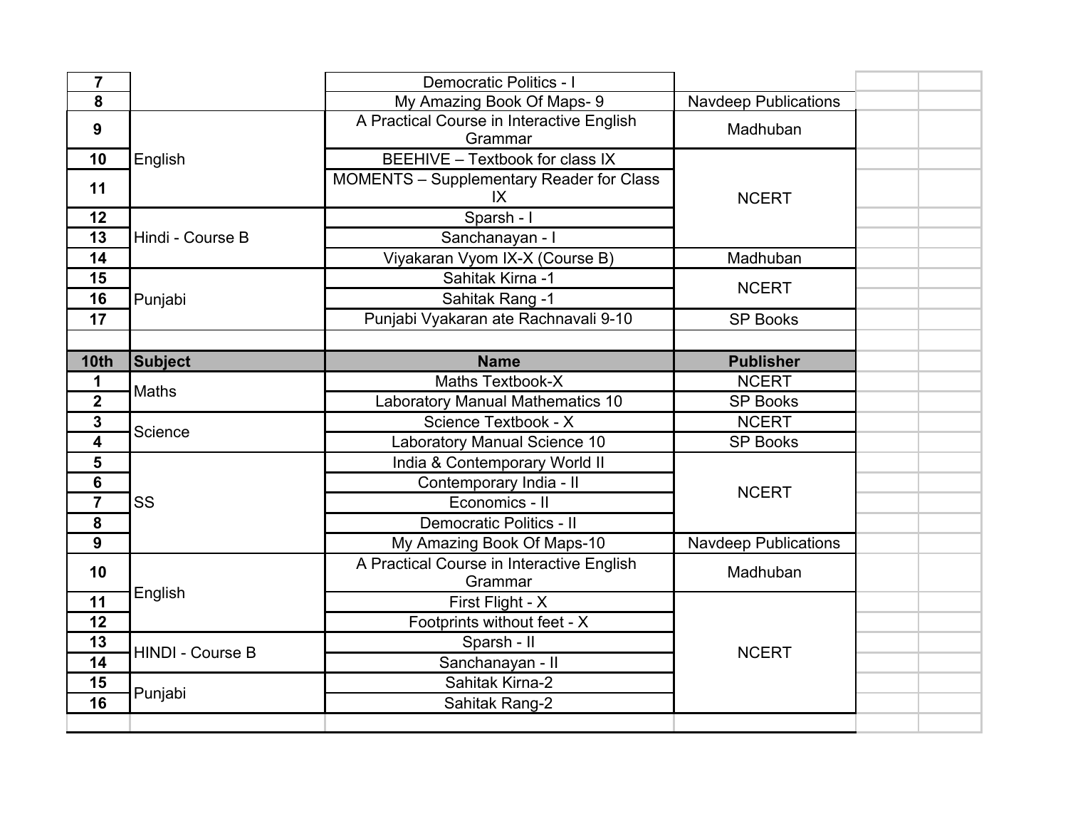| | | | |
|---|---|---|---|
| **7** | | Democratic Politics - I | |
| **8** | | My Amazing Book Of Maps- 9 | Navdeep Publications |
| **9** | English | A Practical Course in Interactive English Grammar | Madhuban |
| **10** | | BEEHIVE – Textbook for class IX | NCERT |
| **11** | | MOMENTS – Supplementary Reader for Class IX | |
| **12** | Hindi - Course B | Sparsh - I | |
| **13** | | Sanchanayan - I | |
| **14** | | Viyakaran Vyom IX-X (Course B) | Madhuban |
| **15** | Punjabi | Sahitak Kirna -1 | NCERT |
| **16** | | Sahitak Rang -1 | |
| **17** | | Punjabi Vyakaran ate Rachnavali 9-10 | SP Books |
| | | | |
| **10th** | **Subject** | **Name** | **Publisher** |
| **1** | Maths | Maths Textbook-X | NCERT |
| **2** | | Laboratory Manual Mathematics 10 | SP Books |
| **3** | Science | Science Textbook - X | NCERT |
| **4** | | Laboratory Manual Science 10 | SP Books |
| **5** | SS | India & Contemporary World II | NCERT |
| **6** | | Contemporary India - II | |
| **7** | | Economics - II | |
| **8** | | Democratic Politics - II | |
| **9** | | My Amazing Book Of Maps-10 | Navdeep Publications |
| **10** | English | A Practical Course in Interactive English Grammar | Madhuban |
| **11** | | First Flight - X | NCERT |
| **12** | | Footprints without feet - X | |
| **13** | HINDI - Course B | Sparsh - II | |
| **14** | | Sanchanayan - II | |
| **15** | Punjabi | Sahitak Kirna-2 | |
| **16** | | Sahitak Rang-2 | |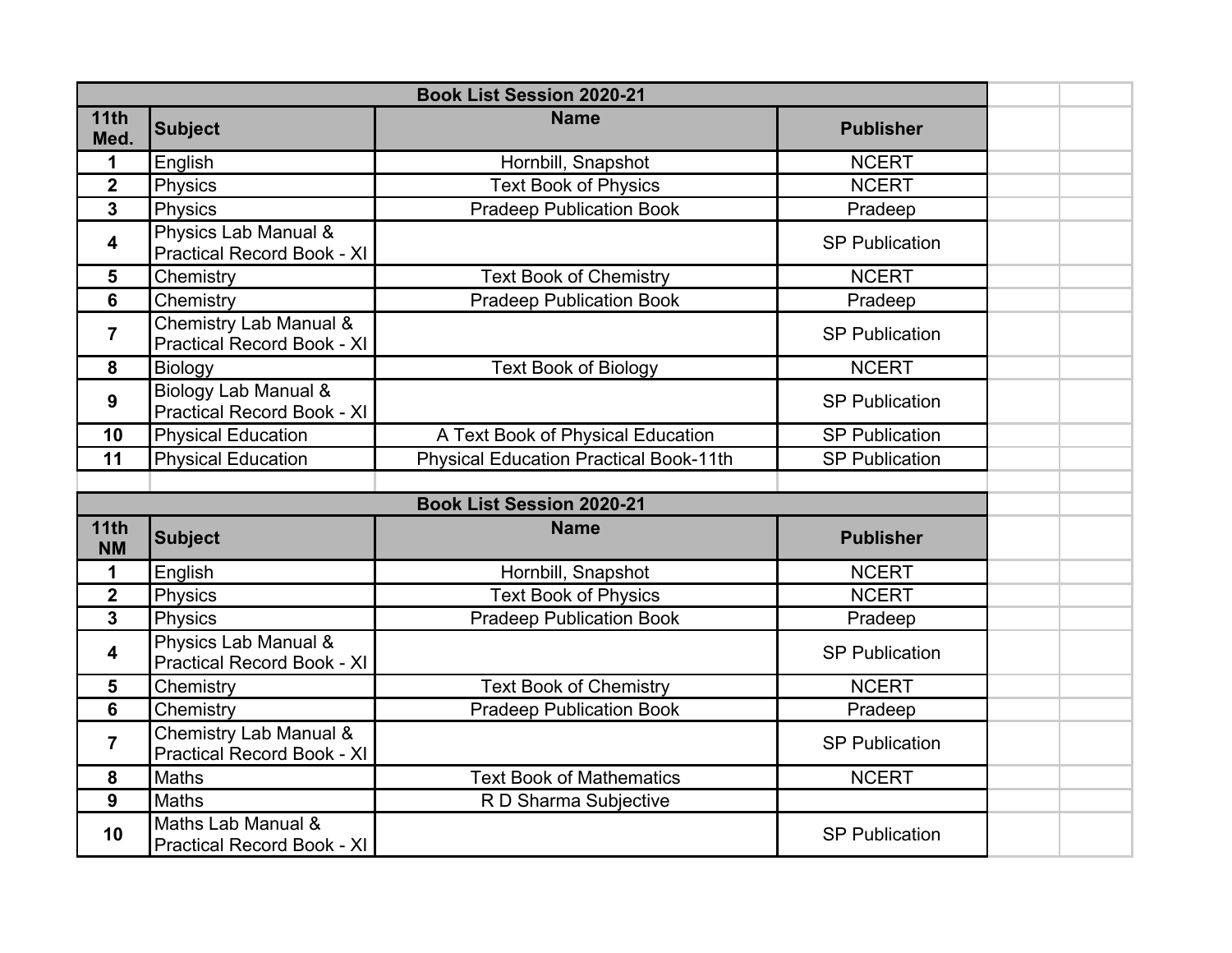| Book List Session 2020-21 | | | |
|---|---|---|---|
| **11th Med.** | **Subject** | **Name** | **Publisher** |
| 1 | English | Hornbill, Snapshot | NCERT |
| 2 | Physics | Text Book of Physics | NCERT |
| 3 | Physics | Pradeep Publication Book | Pradeep |
| 4 | Physics Lab Manual & Practical Record Book - XI | | SP Publication |
| 5 | Chemistry | Text Book of Chemistry | NCERT |
| 6 | Chemistry | Pradeep Publication Book | Pradeep |
| 7 | Chemistry Lab Manual & Practical Record Book - XI | | SP Publication |
| 8 | Biology | Text Book of Biology | NCERT |
| 9 | Biology Lab Manual & Practical Record Book - XI | | SP Publication |
| 10 | Physical Education | A Text Book of Physical Education | SP Publication |
| 11 | Physical Education | Physical Education Practical Book-11th | SP Publication |

| Book List Session 2020-21 | | | |
|---|---|---|---|
| **11th NM** | **Subject** | **Name** | **Publisher** |
| 1 | English | Hornbill, Snapshot | NCERT |
| 2 | Physics | Text Book of Physics | NCERT |
| 3 | Physics | Pradeep Publication Book | Pradeep |
| 4 | Physics Lab Manual & Practical Record Book - XI | | SP Publication |
| 5 | Chemistry | Text Book of Chemistry | NCERT |
| 6 | Chemistry | Pradeep Publication Book | Pradeep |
| 7 | Chemistry Lab Manual & Practical Record Book - XI | | SP Publication |
| 8 | Maths | Text Book of Mathematics | NCERT |
| 9 | Maths | R D Sharma Subjective | |
| 10 | Maths Lab Manual & Practical Record Book - XI | | SP Publication |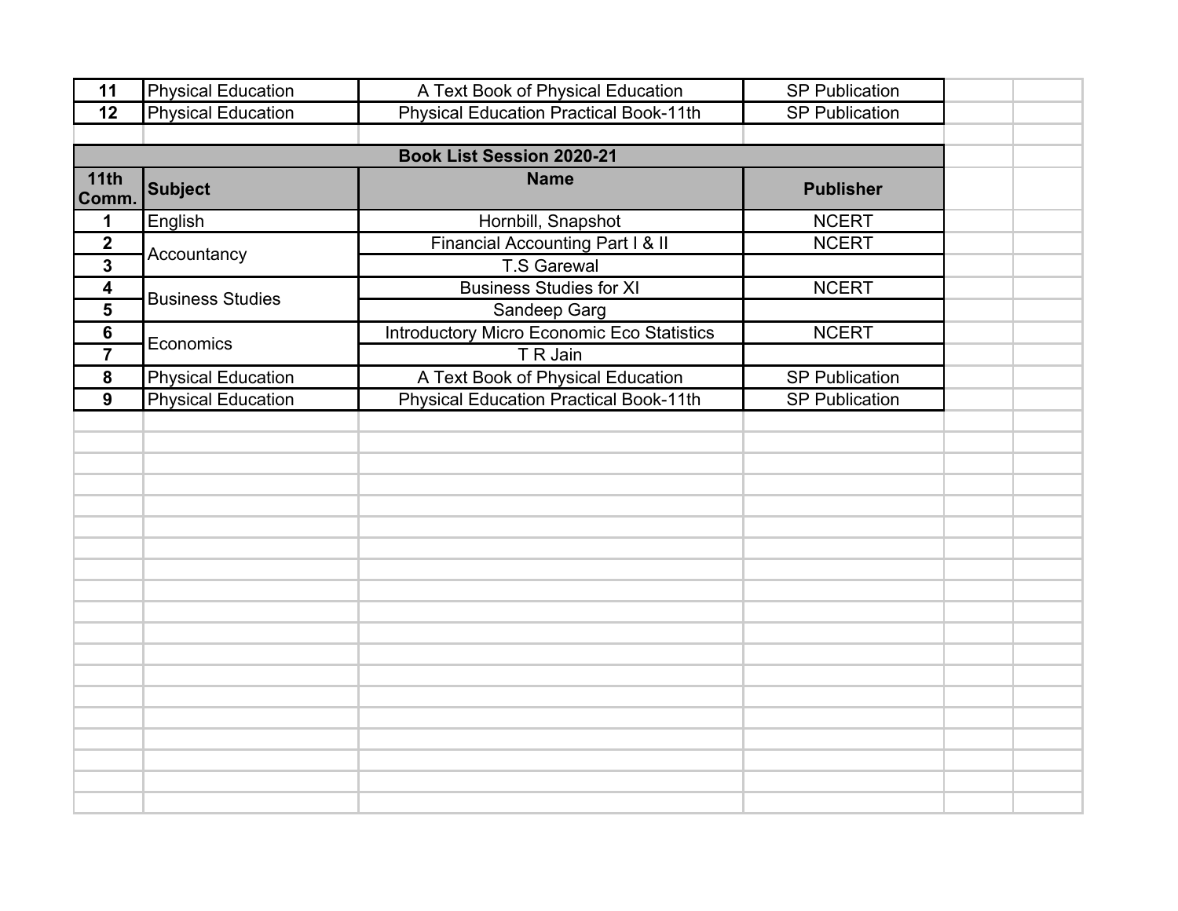| 11 | Physical Education | A Text Book of Physical Education | SP Publication |
|---|---|---|---|
| 12 | Physical Education | Physical Education Practical Book-11th | SP Publication |

**Book List Session 2020-21**

| 11th Comm. | Subject | Name | Publisher |
|---|---|---|---|
| 1 | English | Hornbill, Snapshot | NCERT |
| 2 | Accountancy | Financial Accounting Part I & II | NCERT |
| 3 | | T.S Garewal | |
| 4 | Business Studies | Business Studies for XI | NCERT |
| 5 | | Sandeep Garg | |
| 6 | Economics | Introductory Micro Economic Eco Statistics | NCERT |
| 7 | | T R Jain | |
| 8 | Physical Education | A Text Book of Physical Education | SP Publication |
| 9 | Physical Education | Physical Education Practical Book-11th | SP Publication |